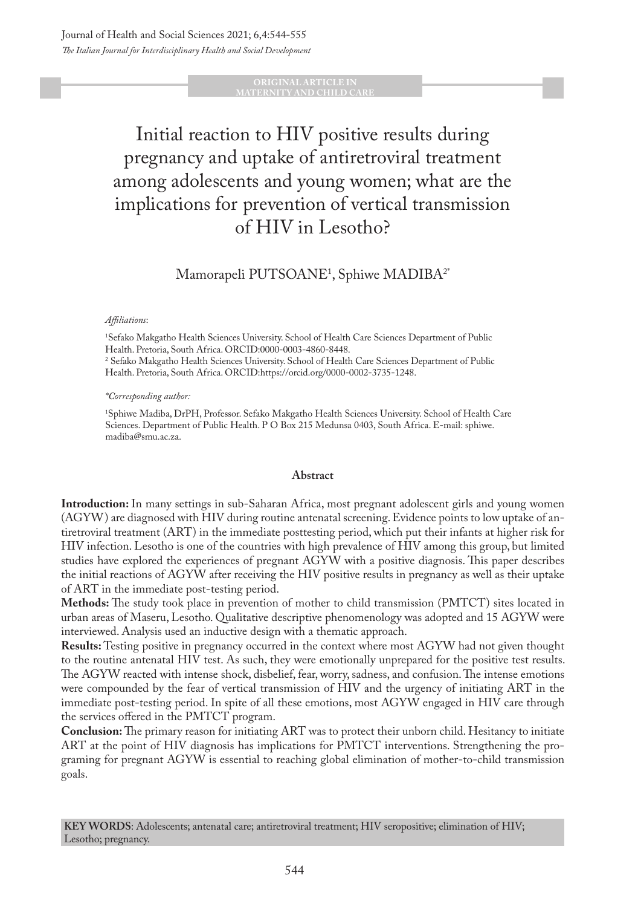ORIGINAL ARTICLE IN MATERNITY AND CHILD CARE

# Initial reaction to HIV positive results during pregnancy and uptake of antiretroviral treatment among adolescents and young women; what are the implications for prevention of vertical transmission of HIV in Lesotho?

Mamorapeli PUTSOANE[1], Sphiwe MADIBA[2*]

*Affiliations*:

[1]Sefako Makgatho Health Sciences University. School of Health Care Sciences Department of Public Health. Pretoria, South Africa. ORCID:0000-0003-4860-8448.

[2] Sefako Makgatho Health Sciences University. School of Health Care Sciences Department of Public Health. Pretoria, South Africa. ORCID:https://orcid.org/0000-0002-3735-1248.

*\*Corresponding author:*

[1]Sphiwe Madiba, DrPH, Professor. Sefako Makgatho Health Sciences University. School of Health Care Sciences. Department of Public Health. P O Box 215 Medunsa 0403, South Africa. E-mail: sphiwe.madiba@smu.ac.za.

## Abstract

**Introduction:** In many settings in sub-Saharan Africa, most pregnant adolescent girls and young women (AGYW) are diagnosed with HIV during routine antenatal screening. Evidence points to low uptake of antiretroviral treatment (ART) in the immediate posttesting period, which put their infants at higher risk for HIV infection. Lesotho is one of the countries with high prevalence of HIV among this group, but limited studies have explored the experiences of pregnant AGYW with a positive diagnosis. This paper describes the initial reactions of AGYW after receiving the HIV positive results in pregnancy as well as their uptake of ART in the immediate post-testing period.

**Methods:** The study took place in prevention of mother to child transmission (PMTCT) sites located in urban areas of Maseru, Lesotho. Qualitative descriptive phenomenology was adopted and 15 AGYW were interviewed. Analysis used an inductive design with a thematic approach.

**Results:** Testing positive in pregnancy occurred in the context where most AGYW had not given thought to the routine antenatal HIV test. As such, they were emotionally unprepared for the positive test results. The AGYW reacted with intense shock, disbelief, fear, worry, sadness, and confusion. The intense emotions were compounded by the fear of vertical transmission of HIV and the urgency of initiating ART in the immediate post-testing period. In spite of all these emotions, most AGYW engaged in HIV care through the services offered in the PMTCT program.

**Conclusion:** The primary reason for initiating ART was to protect their unborn child. Hesitancy to initiate ART at the point of HIV diagnosis has implications for PMTCT interventions. Strengthening the programing for pregnant AGYW is essential to reaching global elimination of mother-to-child transmission goals.

**KEY WORDS**: Adolescents; antenatal care; antiretroviral treatment; HIV seropositive; elimination of HIV; Lesotho; pregnancy.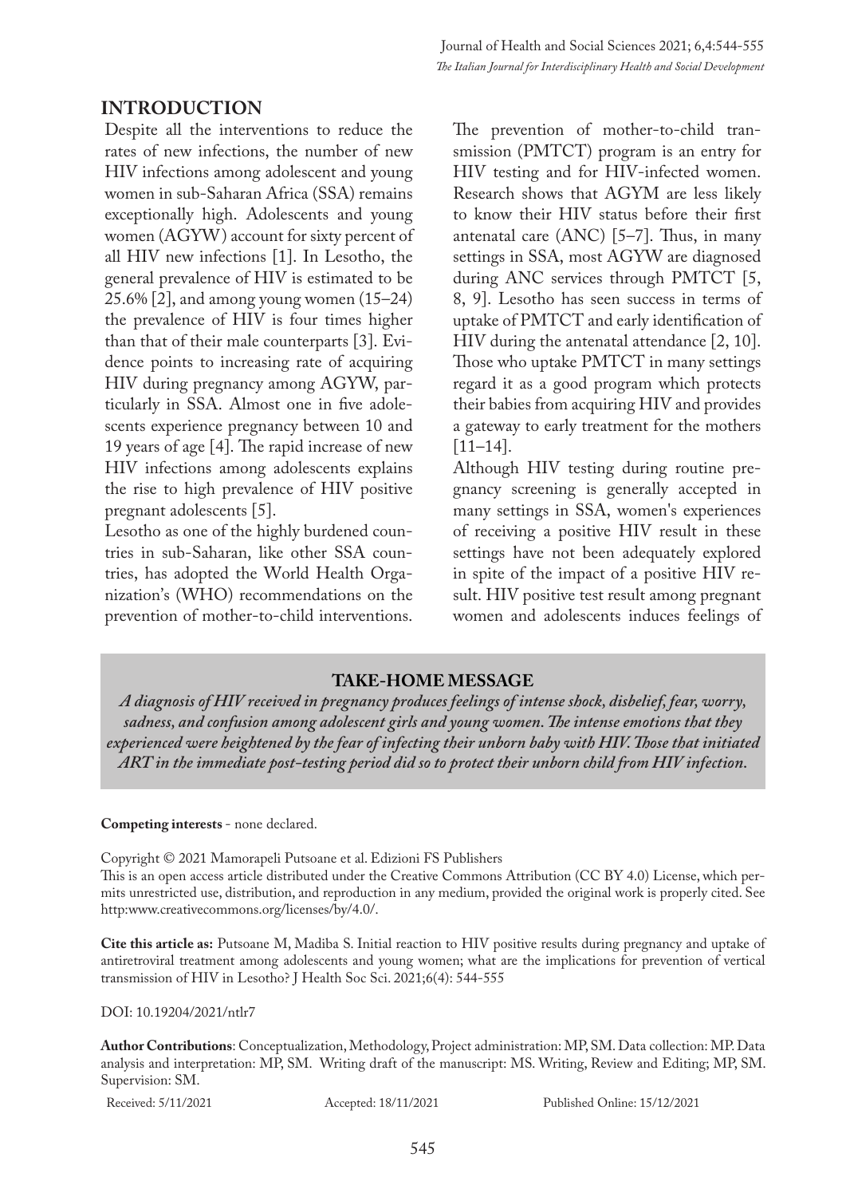## INTRODUCTION

Despite all the interventions to reduce the rates of new infections, the number of new HIV infections among adolescent and young women in sub-Saharan Africa (SSA) remains exceptionally high. Adolescents and young women (AGYW) account for sixty percent of all HIV new infections [1]. In Lesotho, the general prevalence of HIV is estimated to be 25.6% [2], and among young women (15–24) the prevalence of HIV is four times higher than that of their male counterparts [3]. Evidence points to increasing rate of acquiring HIV during pregnancy among AGYW, particularly in SSA. Almost one in five adolescents experience pregnancy between 10 and 19 years of age [4]. The rapid increase of new HIV infections among adolescents explains the rise to high prevalence of HIV positive pregnant adolescents [5].

Lesotho as one of the highly burdened countries in sub-Saharan, like other SSA countries, has adopted the World Health Organization's (WHO) recommendations on the prevention of mother-to-child interventions. The prevention of mother-to-child transmission (PMTCT) program is an entry for HIV testing and for HIV-infected women. Research shows that AGYM are less likely to know their HIV status before their first antenatal care (ANC) [5–7]. Thus, in many settings in SSA, most AGYW are diagnosed during ANC services through PMTCT [5, 8, 9]. Lesotho has seen success in terms of uptake of PMTCT and early identification of HIV during the antenatal attendance [2, 10]. Those who uptake PMTCT in many settings regard it as a good program which protects their babies from acquiring HIV and provides a gateway to early treatment for the mothers [11–14].

Although HIV testing during routine pregnancy screening is generally accepted in many settings in SSA, women's experiences of receiving a positive HIV result in these settings have not been adequately explored in spite of the impact of a positive HIV result. HIV positive test result among pregnant women and adolescents induces feelings of

**TAKE-HOME MESSAGE**

***A diagnosis of HIV received in pregnancy produces feelings of intense shock, disbelief, fear, worry, sadness, and confusion among adolescent girls and young women. The intense emotions that they experienced were heightened by the fear of infecting their unborn baby with HIV. Those that initiated ART in the immediate post-testing period did so to protect their unborn child from HIV infection.***

**Competing interests** - none declared.

Copyright © 2021 Mamorapeli Putsoane et al. Edizioni FS Publishers

This is an open access article distributed under the Creative Commons Attribution (CC BY 4.0) License, which permits unrestricted use, distribution, and reproduction in any medium, provided the original work is properly cited. See http:www.creativecommons.org/licenses/by/4.0/.

**Cite this article as:** Putsoane M, Madiba S. Initial reaction to HIV positive results during pregnancy and uptake of antiretroviral treatment among adolescents and young women; what are the implications for prevention of vertical transmission of HIV in Lesotho? J Health Soc Sci. 2021;6(4): 544-555

DOI: 10.19204/2021/ntlr7

**Author Contributions**: Conceptualization, Methodology, Project administration: MP, SM. Data collection: MP. Data analysis and interpretation: MP, SM. Writing draft of the manuscript: MS. Writing, Review and Editing; MP, SM. Supervision: SM.

Received: 5/11/2021 Accepted: 18/11/2021 Published Online: 15/12/2021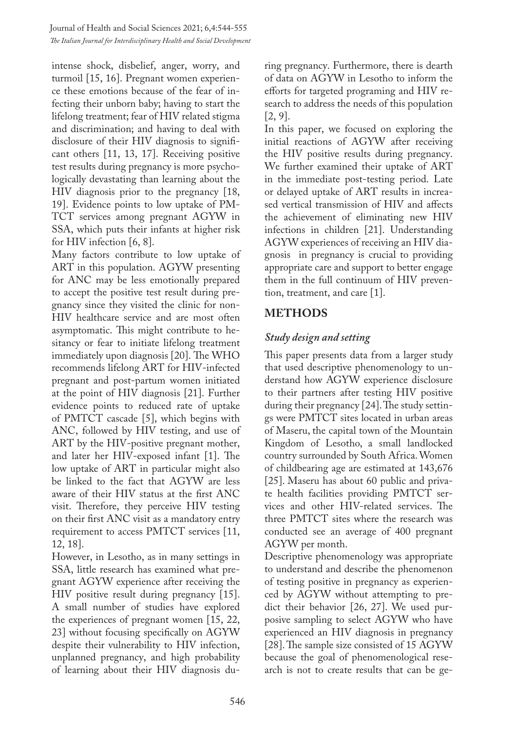intense shock, disbelief, anger, worry, and turmoil [15, 16]. Pregnant women experience these emotions because of the fear of infecting their unborn baby; having to start the lifelong treatment; fear of HIV related stigma and discrimination; and having to deal with disclosure of their HIV diagnosis to significant others [11, 13, 17]. Receiving positive test results during pregnancy is more psychologically devastating than learning about the HIV diagnosis prior to the pregnancy [18, 19]. Evidence points to low uptake of PMTCT services among pregnant AGYW in SSA, which puts their infants at higher risk for HIV infection [6, 8].

Many factors contribute to low uptake of ART in this population. AGYW presenting for ANC may be less emotionally prepared to accept the positive test result during pregnancy since they visited the clinic for non-HIV healthcare service and are most often asymptomatic. This might contribute to hesitancy or fear to initiate lifelong treatment immediately upon diagnosis [20]. The WHO recommends lifelong ART for HIV-infected pregnant and post-partum women initiated at the point of HIV diagnosis [21]. Further evidence points to reduced rate of uptake of PMTCT cascade [5], which begins with ANC, followed by HIV testing, and use of ART by the HIV-positive pregnant mother, and later her HIV-exposed infant [1]. The low uptake of ART in particular might also be linked to the fact that AGYW are less aware of their HIV status at the first ANC visit. Therefore, they perceive HIV testing on their first ANC visit as a mandatory entry requirement to access PMTCT services [11, 12, 18].

However, in Lesotho, as in many settings in SSA, little research has examined what pregnant AGYW experience after receiving the HIV positive result during pregnancy [15]. A small number of studies have explored the experiences of pregnant women [15, 22, 23] without focusing specifically on AGYW despite their vulnerability to HIV infection, unplanned pregnancy, and high probability of learning about their HIV diagnosis during pregnancy. Furthermore, there is dearth of data on AGYW in Lesotho to inform the efforts for targeted programing and HIV research to address the needs of this population [2, 9].

In this paper, we focused on exploring the initial reactions of AGYW after receiving the HIV positive results during pregnancy. We further examined their uptake of ART in the immediate post-testing period. Late or delayed uptake of ART results in increased vertical transmission of HIV and affects the achievement of eliminating new HIV infections in children [21]. Understanding AGYW experiences of receiving an HIV diagnosis in pregnancy is crucial to providing appropriate care and support to better engage them in the full continuum of HIV prevention, treatment, and care [1].

## METHODS

### *Study design and setting*

This paper presents data from a larger study that used descriptive phenomenology to understand how AGYW experience disclosure to their partners after testing HIV positive during their pregnancy [24]. The study settings were PMTCT sites located in urban areas of Maseru, the capital town of the Mountain Kingdom of Lesotho, a small landlocked country surrounded by South Africa. Women of childbearing age are estimated at 143,676 [25]. Maseru has about 60 public and private health facilities providing PMTCT services and other HIV-related services. The three PMTCT sites where the research was conducted see an average of 400 pregnant AGYW per month.

Descriptive phenomenology was appropriate to understand and describe the phenomenon of testing positive in pregnancy as experienced by AGYW without attempting to predict their behavior [26, 27]. We used purposive sampling to select AGYW who have experienced an HIV diagnosis in pregnancy [28]. The sample size consisted of 15 AGYW because the goal of phenomenological research is not to create results that can be ge-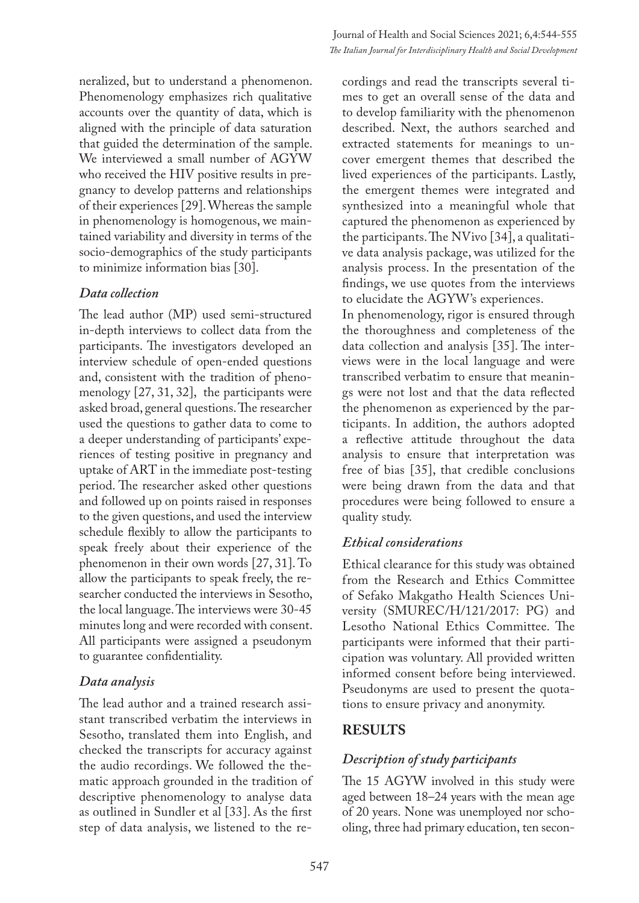neralized, but to understand a phenomenon. Phenomenology emphasizes rich qualitative accounts over the quantity of data, which is aligned with the principle of data saturation that guided the determination of the sample. We interviewed a small number of AGYW who received the HIV positive results in pregnancy to develop patterns and relationships of their experiences [29]. Whereas the sample in phenomenology is homogenous, we maintained variability and diversity in terms of the socio-demographics of the study participants to minimize information bias [30].

### *Data collection*

The lead author (MP) used semi-structured in-depth interviews to collect data from the participants. The investigators developed an interview schedule of open-ended questions and, consistent with the tradition of phenomenology [27, 31, 32], the participants were asked broad, general questions. The researcher used the questions to gather data to come to a deeper understanding of participants' experiences of testing positive in pregnancy and uptake of ART in the immediate post-testing period. The researcher asked other questions and followed up on points raised in responses to the given questions, and used the interview schedule flexibly to allow the participants to speak freely about their experience of the phenomenon in their own words [27, 31]. To allow the participants to speak freely, the researcher conducted the interviews in Sesotho, the local language. The interviews were 30-45 minutes long and were recorded with consent. All participants were assigned a pseudonym to guarantee confidentiality.

### *Data analysis*

The lead author and a trained research assistant transcribed verbatim the interviews in Sesotho, translated them into English, and checked the transcripts for accuracy against the audio recordings. We followed the thematic approach grounded in the tradition of descriptive phenomenology to analyse data as outlined in Sundler et al [33]. As the first step of data analysis, we listened to the recordings and read the transcripts several times to get an overall sense of the data and to develop familiarity with the phenomenon described. Next, the authors searched and extracted statements for meanings to uncover emergent themes that described the lived experiences of the participants. Lastly, the emergent themes were integrated and synthesized into a meaningful whole that captured the phenomenon as experienced by the participants. The NVivo [34], a qualitative data analysis package, was utilized for the analysis process. In the presentation of the findings, we use quotes from the interviews to elucidate the AGYW's experiences.

In phenomenology, rigor is ensured through the thoroughness and completeness of the data collection and analysis [35]. The interviews were in the local language and were transcribed verbatim to ensure that meanings were not lost and that the data reflected the phenomenon as experienced by the participants. In addition, the authors adopted a reflective attitude throughout the data analysis to ensure that interpretation was free of bias [35], that credible conclusions were being drawn from the data and that procedures were being followed to ensure a quality study.

### *Ethical considerations*

Ethical clearance for this study was obtained from the Research and Ethics Committee of Sefako Makgatho Health Sciences University (SMUREC/H/121/2017: PG) and Lesotho National Ethics Committee. The participants were informed that their participation was voluntary. All provided written informed consent before being interviewed. Pseudonyms are used to present the quotations to ensure privacy and anonymity.

## **RESULTS**

### *Description of study participants*

The 15 AGYW involved in this study were aged between 18–24 years with the mean age of 20 years. None was unemployed nor schooling, three had primary education, ten secon-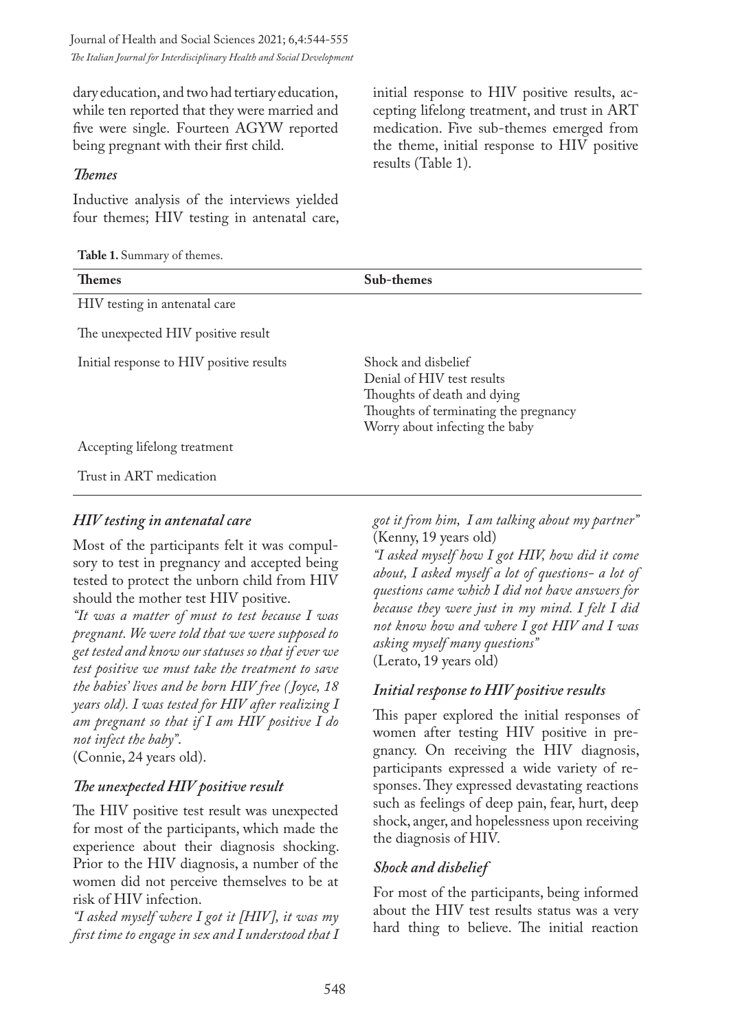dary education, and two had tertiary education, while ten reported that they were married and five were single. Fourteen AGYW reported being pregnant with their first child.

### *Themes*

Inductive analysis of the interviews yielded four themes; HIV testing in antenatal care, initial response to HIV positive results, accepting lifelong treatment, and trust in ART medication. Five sub-themes emerged from the theme, initial response to HIV positive results (Table 1).

**Table 1.** Summary of themes.

| Themes | Sub-themes |
|---|---|
| HIV testing in antenatal care | |
| The unexpected HIV positive result | |
| Initial response to HIV positive results | Shock and disbelief<br>Denial of HIV test results<br>Thoughts of death and dying<br>Thoughts of terminating the pregnancy<br>Worry about infecting the baby |
| Accepting lifelong treatment | |
| Trust in ART medication | |

### *HIV testing in antenatal care*

Most of the participants felt it was compulsory to test in pregnancy and accepted being tested to protect the unborn child from HIV should the mother test HIV positive.

*"It was a matter of must to test because I was pregnant. We were told that we were supposed to get tested and know our statuses so that if ever we test positive we must take the treatment to save the babies' lives and be born HIV free (Joyce, 18 years old). I was tested for HIV after realizing I am pregnant so that if I am HIV positive I do not infect the baby".*
(Connie, 24 years old).

### *The unexpected HIV positive result*

The HIV positive test result was unexpected for most of the participants, which made the experience about their diagnosis shocking. Prior to the HIV diagnosis, a number of the women did not perceive themselves to be at risk of HIV infection.

*"I asked myself where I got it [HIV], it was my first time to engage in sex and I understood that I got it from him, I am talking about my partner"*
(Kenny, 19 years old)

*"I asked myself how I got HIV, how did it come about, I asked myself a lot of questions- a lot of questions came which I did not have answers for because they were just in my mind. I felt I did not know how and where I got HIV and I was asking myself many questions"*
(Lerato, 19 years old)

### *Initial response to HIV positive results*

This paper explored the initial responses of women after testing HIV positive in pregnancy. On receiving the HIV diagnosis, participants expressed a wide variety of responses. They expressed devastating reactions such as feelings of deep pain, fear, hurt, deep shock, anger, and hopelessness upon receiving the diagnosis of HIV.

### *Shock and disbelief*

For most of the participants, being informed about the HIV test results status was a very hard thing to believe. The initial reaction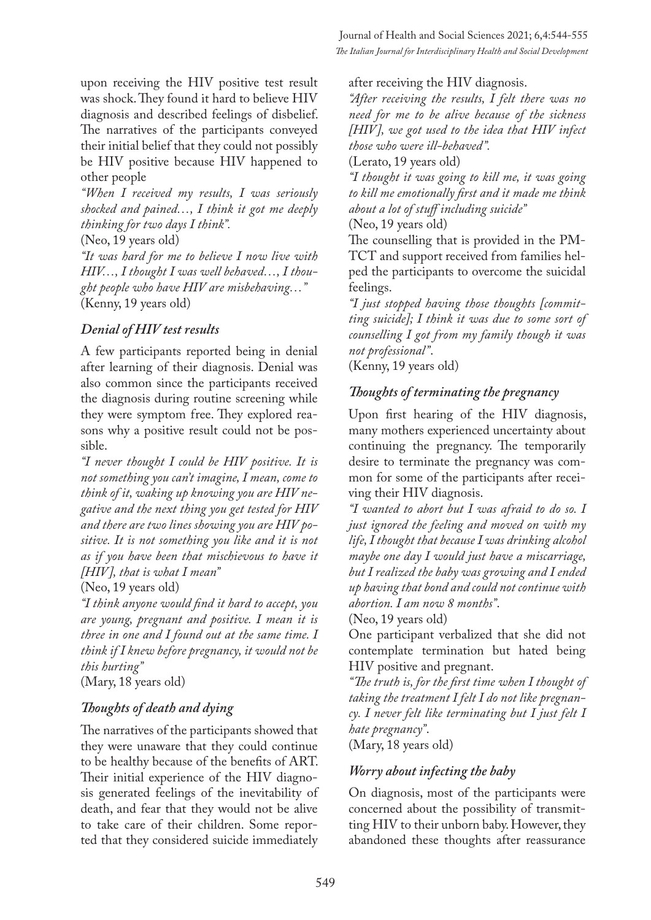upon receiving the HIV positive test result was shock. They found it hard to believe HIV diagnosis and described feelings of disbelief. The narratives of the participants conveyed their initial belief that they could not possibly be HIV positive because HIV happened to other people

*"When I received my results, I was seriously shocked and pained…, I think it got me deeply thinking for two days I think".*

(Neo, 19 years old)

*"It was hard for me to believe I now live with HIV…, I thought I was well behaved…, I thought people who have HIV are misbehaving…"*

(Kenny, 19 years old)

### *Denial of HIV test results*

A few participants reported being in denial after learning of their diagnosis. Denial was also common since the participants received the diagnosis during routine screening while they were symptom free. They explored reasons why a positive result could not be possible.

*"I never thought I could be HIV positive. It is not something you can't imagine, I mean, come to think of it, waking up knowing you are HIV negative and the next thing you get tested for HIV and there are two lines showing you are HIV positive. It is not something you like and it is not as if you have been that mischievous to have it [HIV], that is what I mean"*

(Neo, 19 years old)

*"I think anyone would find it hard to accept, you are young, pregnant and positive. I mean it is three in one and I found out at the same time. I think if I knew before pregnancy, it would not be this hurting"*

(Mary, 18 years old)

### *Thoughts of death and dying*

The narratives of the participants showed that they were unaware that they could continue to be healthy because of the benefits of ART. Their initial experience of the HIV diagnosis generated feelings of the inevitability of death, and fear that they would not be alive to take care of their children. Some reported that they considered suicide immediately after receiving the HIV diagnosis.

*"After receiving the results, I felt there was no need for me to be alive because of the sickness [HIV], we got used to the idea that HIV infect those who were ill-behaved".*

(Lerato, 19 years old)

*"I thought it was going to kill me, it was going to kill me emotionally first and it made me think about a lot of stuff including suicide"*

(Neo, 19 years old)

The counselling that is provided in the PMTCT and support received from families helped the participants to overcome the suicidal feelings.

*"I just stopped having those thoughts [committing suicide]; I think it was due to some sort of counselling I got from my family though it was not professional".*

(Kenny, 19 years old)

### *Thoughts of terminating the pregnancy*

Upon first hearing of the HIV diagnosis, many mothers experienced uncertainty about continuing the pregnancy. The temporarily desire to terminate the pregnancy was common for some of the participants after receiving their HIV diagnosis.

*"I wanted to abort but I was afraid to do so. I just ignored the feeling and moved on with my life, I thought that because I was drinking alcohol maybe one day I would just have a miscarriage, but I realized the baby was growing and I ended up having that bond and could not continue with abortion. I am now 8 months".*

(Neo, 19 years old)

One participant verbalized that she did not contemplate termination but hated being HIV positive and pregnant.

*"The truth is, for the first time when I thought of taking the treatment I felt I do not like pregnancy. I never felt like terminating but I just felt I hate pregnancy".*

(Mary, 18 years old)

### *Worry about infecting the baby*

On diagnosis, most of the participants were concerned about the possibility of transmitting HIV to their unborn baby. However, they abandoned these thoughts after reassurance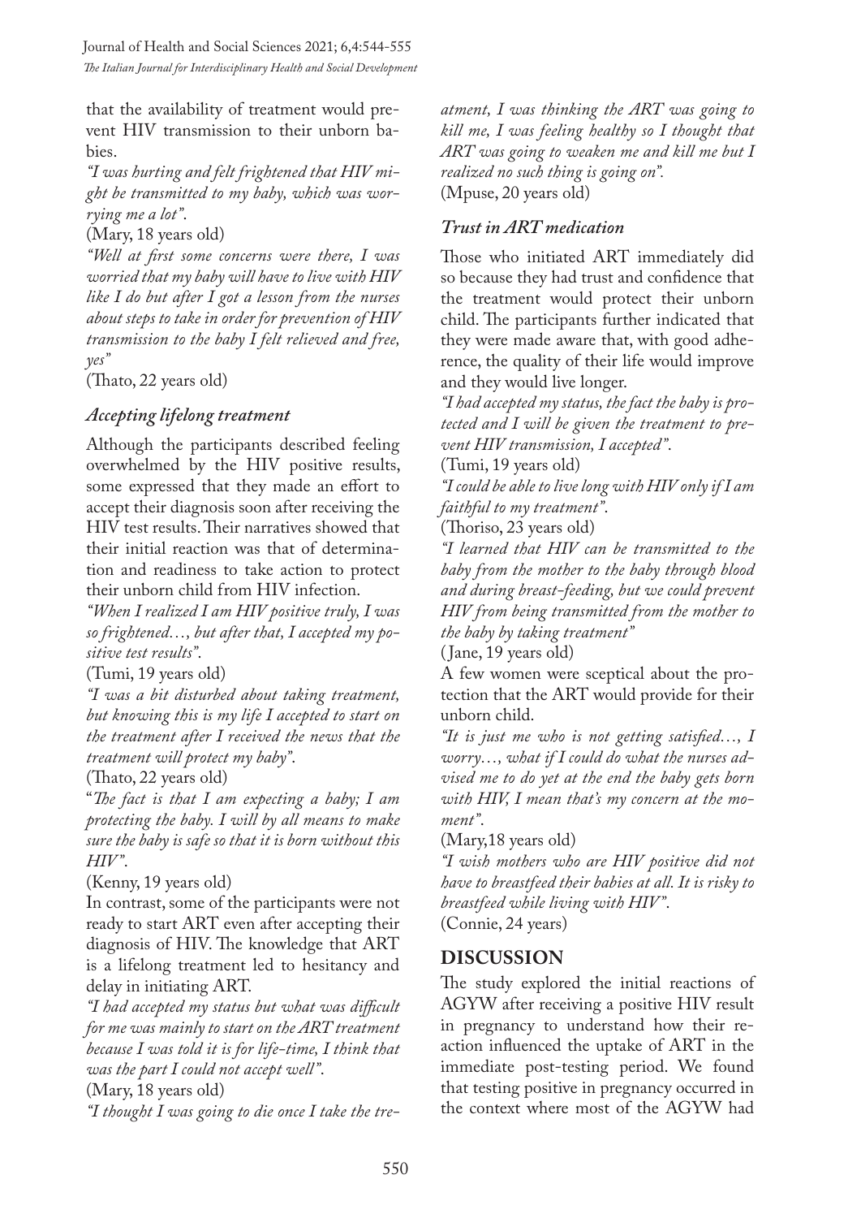that the availability of treatment would prevent HIV transmission to their unborn babies.

*"I was hurting and felt frightened that HIV might be transmitted to my baby, which was worrying me a lot".*

(Mary, 18 years old)

*"Well at first some concerns were there, I was worried that my baby will have to live with HIV like I do but after I got a lesson from the nurses about steps to take in order for prevention of HIV transmission to the baby I felt relieved and free, yes"*

(Thato, 22 years old)

### *Accepting lifelong treatment*

Although the participants described feeling overwhelmed by the HIV positive results, some expressed that they made an effort to accept their diagnosis soon after receiving the HIV test results. Their narratives showed that their initial reaction was that of determination and readiness to take action to protect their unborn child from HIV infection.

*"When I realized I am HIV positive truly, I was so frightened…, but after that, I accepted my positive test results".*

(Tumi, 19 years old)

*"I was a bit disturbed about taking treatment, but knowing this is my life I accepted to start on the treatment after I received the news that the treatment will protect my baby".*

(Thato, 22 years old)

"*The fact is that I am expecting a baby; I am protecting the baby. I will by all means to make sure the baby is safe so that it is born without this HIV".*

(Kenny, 19 years old)

In contrast, some of the participants were not ready to start ART even after accepting their diagnosis of HIV. The knowledge that ART is a lifelong treatment led to hesitancy and delay in initiating ART.

*"I had accepted my status but what was difficult for me was mainly to start on the ART treatment because I was told it is for life-time, I think that was the part I could not accept well".*

(Mary, 18 years old)

*"I thought I was going to die once I take the treatment, I was thinking the ART was going to kill me, I was feeling healthy so I thought that ART was going to weaken me and kill me but I realized no such thing is going on".*

(Mpuse, 20 years old)

### *Trust in ART medication*

Those who initiated ART immediately did so because they had trust and confidence that the treatment would protect their unborn child. The participants further indicated that they were made aware that, with good adherence, the quality of their life would improve and they would live longer.

*"I had accepted my status, the fact the baby is protected and I will be given the treatment to prevent HIV transmission, I accepted".*

(Tumi, 19 years old)

*"I could be able to live long with HIV only if I am faithful to my treatment".*

(Thoriso, 23 years old)

*"I learned that HIV can be transmitted to the baby from the mother to the baby through blood and during breast-feeding, but we could prevent HIV from being transmitted from the mother to the baby by taking treatment"*

(Jane, 19 years old)

A few women were sceptical about the protection that the ART would provide for their unborn child.

*"It is just me who is not getting satisfied…, I worry…, what if I could do what the nurses advised me to do yet at the end the baby gets born with HIV, I mean that's my concern at the moment".*

(Mary,18 years old)

*"I wish mothers who are HIV positive did not have to breastfeed their babies at all. It is risky to breastfeed while living with HIV".*

(Connie, 24 years)

## DISCUSSION

The study explored the initial reactions of AGYW after receiving a positive HIV result in pregnancy to understand how their reaction influenced the uptake of ART in the immediate post-testing period. We found that testing positive in pregnancy occurred in the context where most of the AGYW had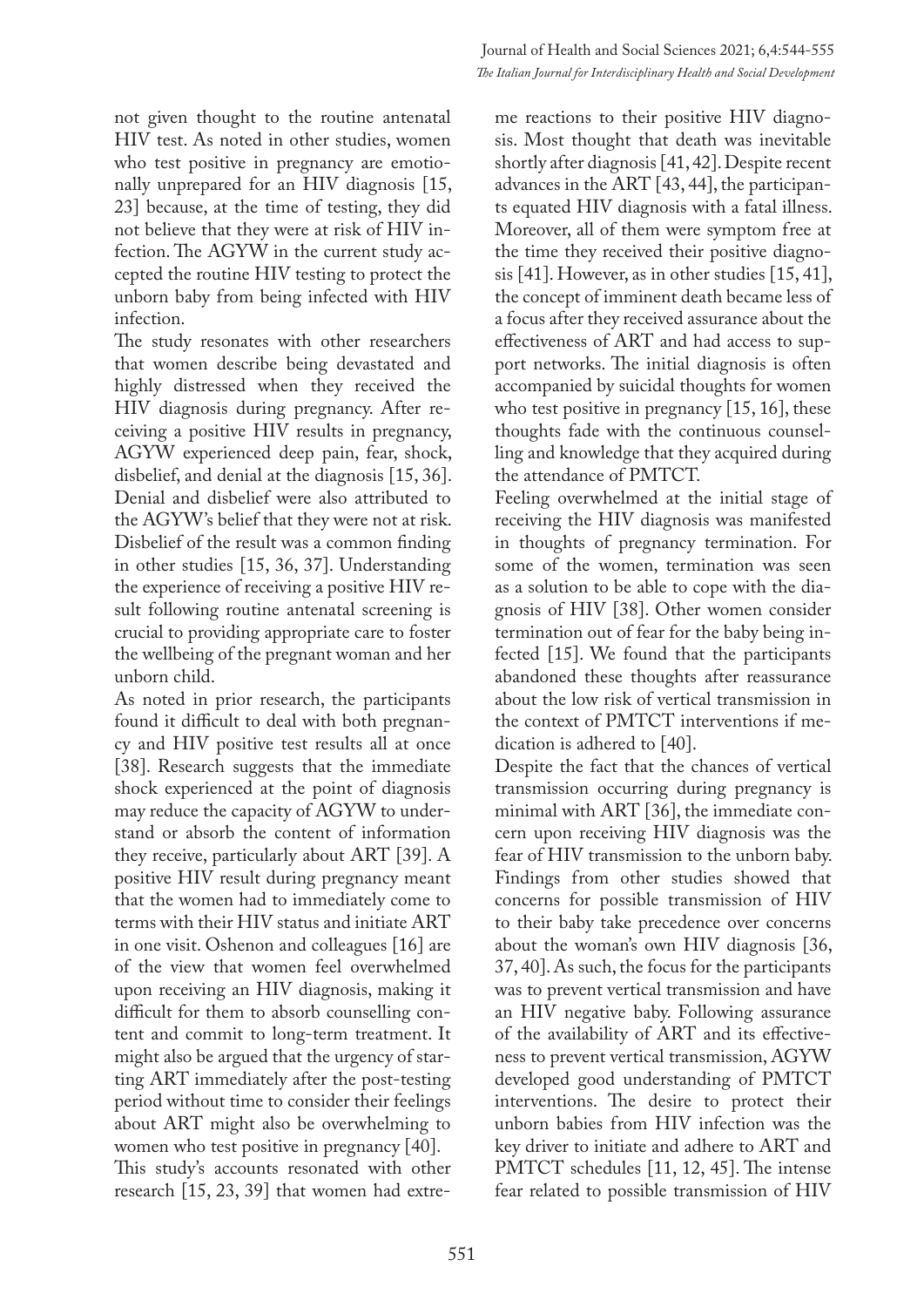not given thought to the routine antenatal HIV test. As noted in other studies, women who test positive in pregnancy are emotionally unprepared for an HIV diagnosis [15, 23] because, at the time of testing, they did not believe that they were at risk of HIV infection. The AGYW in the current study accepted the routine HIV testing to protect the unborn baby from being infected with HIV infection.

The study resonates with other researchers that women describe being devastated and highly distressed when they received the HIV diagnosis during pregnancy. After receiving a positive HIV results in pregnancy, AGYW experienced deep pain, fear, shock, disbelief, and denial at the diagnosis [15, 36]. Denial and disbelief were also attributed to the AGYW's belief that they were not at risk. Disbelief of the result was a common finding in other studies [15, 36, 37]. Understanding the experience of receiving a positive HIV result following routine antenatal screening is crucial to providing appropriate care to foster the wellbeing of the pregnant woman and her unborn child.

As noted in prior research, the participants found it difficult to deal with both pregnancy and HIV positive test results all at once [38]. Research suggests that the immediate shock experienced at the point of diagnosis may reduce the capacity of AGYW to understand or absorb the content of information they receive, particularly about ART [39]. A positive HIV result during pregnancy meant that the women had to immediately come to terms with their HIV status and initiate ART in one visit. Oshenon and colleagues [16] are of the view that women feel overwhelmed upon receiving an HIV diagnosis, making it difficult for them to absorb counselling content and commit to long-term treatment. It might also be argued that the urgency of starting ART immediately after the post-testing period without time to consider their feelings about ART might also be overwhelming to women who test positive in pregnancy [40].

This study's accounts resonated with other research [15, 23, 39] that women had extreme reactions to their positive HIV diagnosis. Most thought that death was inevitable shortly after diagnosis [41, 42]. Despite recent advances in the ART [43, 44], the participants equated HIV diagnosis with a fatal illness. Moreover, all of them were symptom free at the time they received their positive diagnosis [41]. However, as in other studies [15, 41], the concept of imminent death became less of a focus after they received assurance about the effectiveness of ART and had access to support networks. The initial diagnosis is often accompanied by suicidal thoughts for women who test positive in pregnancy [15, 16], these thoughts fade with the continuous counselling and knowledge that they acquired during the attendance of PMTCT.

Feeling overwhelmed at the initial stage of receiving the HIV diagnosis was manifested in thoughts of pregnancy termination. For some of the women, termination was seen as a solution to be able to cope with the diagnosis of HIV [38]. Other women consider termination out of fear for the baby being infected [15]. We found that the participants abandoned these thoughts after reassurance about the low risk of vertical transmission in the context of PMTCT interventions if medication is adhered to [40].

Despite the fact that the chances of vertical transmission occurring during pregnancy is minimal with ART [36], the immediate concern upon receiving HIV diagnosis was the fear of HIV transmission to the unborn baby. Findings from other studies showed that concerns for possible transmission of HIV to their baby take precedence over concerns about the woman's own HIV diagnosis [36, 37, 40]. As such, the focus for the participants was to prevent vertical transmission and have an HIV negative baby. Following assurance of the availability of ART and its effectiveness to prevent vertical transmission, AGYW developed good understanding of PMTCT interventions. The desire to protect their unborn babies from HIV infection was the key driver to initiate and adhere to ART and PMTCT schedules [11, 12, 45]. The intense fear related to possible transmission of HIV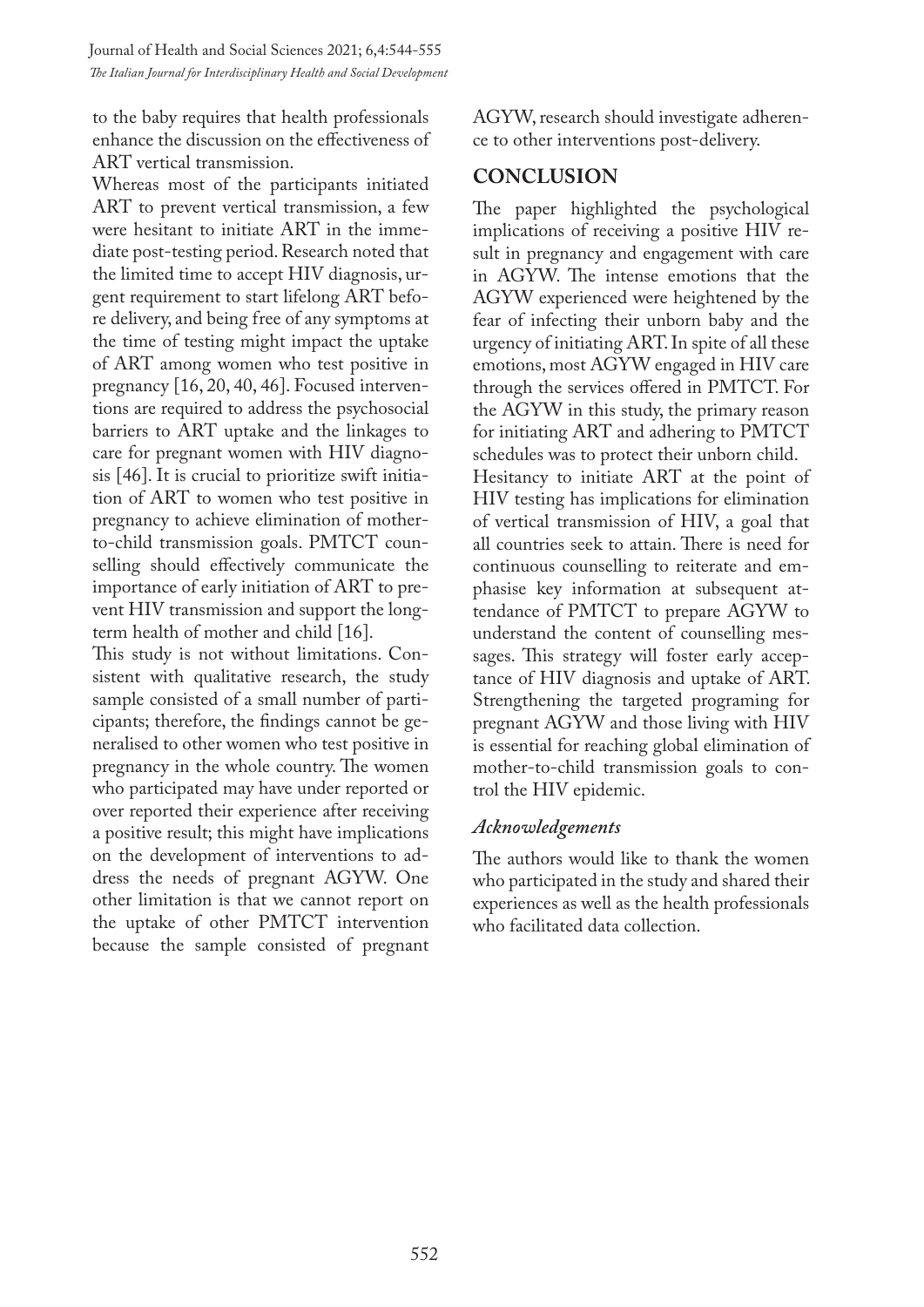to the baby requires that health professionals enhance the discussion on the effectiveness of ART vertical transmission.

Whereas most of the participants initiated ART to prevent vertical transmission, a few were hesitant to initiate ART in the immediate post-testing period. Research noted that the limited time to accept HIV diagnosis, urgent requirement to start lifelong ART before delivery, and being free of any symptoms at the time of testing might impact the uptake of ART among women who test positive in pregnancy [16, 20, 40, 46]. Focused interventions are required to address the psychosocial barriers to ART uptake and the linkages to care for pregnant women with HIV diagnosis [46]. It is crucial to prioritize swift initiation of ART to women who test positive in pregnancy to achieve elimination of mother-to-child transmission goals. PMTCT counselling should effectively communicate the importance of early initiation of ART to prevent HIV transmission and support the long-term health of mother and child [16].

This study is not without limitations. Consistent with qualitative research, the study sample consisted of a small number of participants; therefore, the findings cannot be generalised to other women who test positive in pregnancy in the whole country. The women who participated may have under reported or over reported their experience after receiving a positive result; this might have implications on the development of interventions to address the needs of pregnant AGYW. One other limitation is that we cannot report on the uptake of other PMTCT intervention because the sample consisted of pregnant AGYW, research should investigate adherence to other interventions post-delivery.

## CONCLUSION

The paper highlighted the psychological implications of receiving a positive HIV result in pregnancy and engagement with care in AGYW. The intense emotions that the AGYW experienced were heightened by the fear of infecting their unborn baby and the urgency of initiating ART. In spite of all these emotions, most AGYW engaged in HIV care through the services offered in PMTCT. For the AGYW in this study, the primary reason for initiating ART and adhering to PMTCT schedules was to protect their unborn child.

Hesitancy to initiate ART at the point of HIV testing has implications for elimination of vertical transmission of HIV, a goal that all countries seek to attain. There is need for continuous counselling to reiterate and emphasise key information at subsequent attendance of PMTCT to prepare AGYW to understand the content of counselling messages. This strategy will foster early acceptance of HIV diagnosis and uptake of ART. Strengthening the targeted programing for pregnant AGYW and those living with HIV is essential for reaching global elimination of mother-to-child transmission goals to control the HIV epidemic.

### *Acknowledgements*

The authors would like to thank the women who participated in the study and shared their experiences as well as the health professionals who facilitated data collection.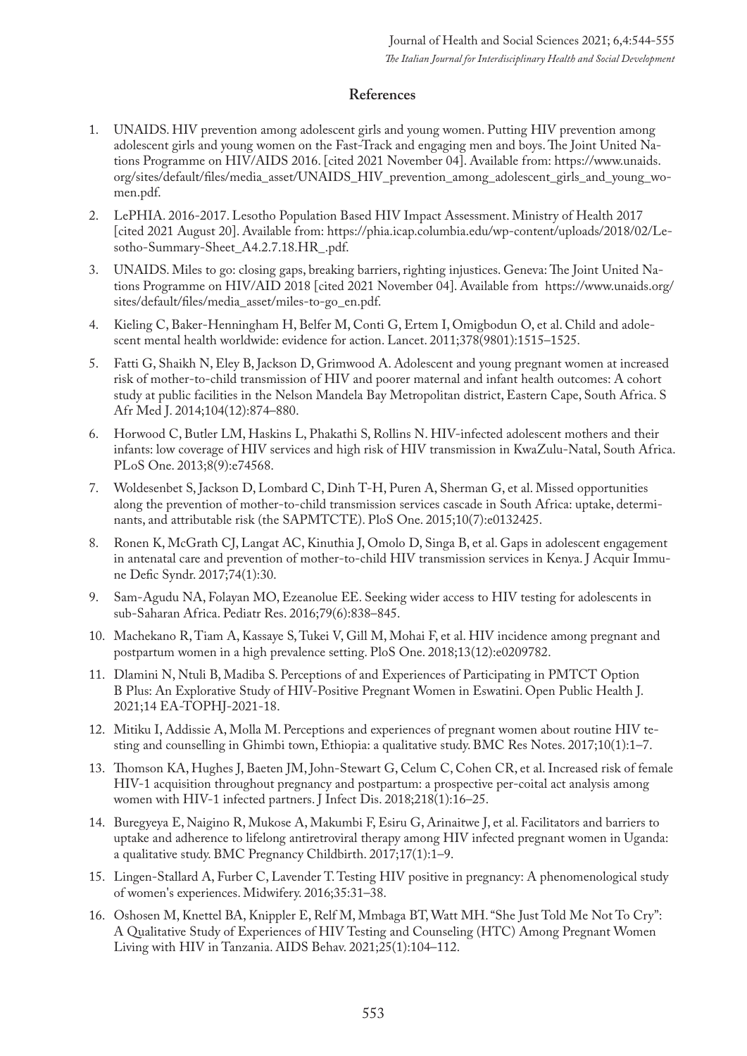## References

1. UNAIDS. HIV prevention among adolescent girls and young women. Putting HIV prevention among adolescent girls and young women on the Fast-Track and engaging men and boys. The Joint United Nations Programme on HIV/AIDS 2016. [cited 2021 November 04]. Available from: https://www.unaids.org/sites/default/files/media_asset/UNAIDS_HIV_prevention_among_adolescent_girls_and_young_women.pdf.
2. LePHIA. 2016-2017. Lesotho Population Based HIV Impact Assessment. Ministry of Health 2017 [cited 2021 August 20]. Available from: https://phia.icap.columbia.edu/wp-content/uploads/2018/02/Lesotho-Summary-Sheet_A4.2.7.18.HR_.pdf.
3. UNAIDS. Miles to go: closing gaps, breaking barriers, righting injustices. Geneva: The Joint United Nations Programme on HIV/AID 2018 [cited 2021 November 04]. Available from https://www.unaids.org/sites/default/files/media_asset/miles-to-go_en.pdf.
4. Kieling C, Baker-Henningham H, Belfer M, Conti G, Ertem I, Omigbodun O, et al. Child and adolescent mental health worldwide: evidence for action. Lancet. 2011;378(9801):1515–1525.
5. Fatti G, Shaikh N, Eley B, Jackson D, Grimwood A. Adolescent and young pregnant women at increased risk of mother-to-child transmission of HIV and poorer maternal and infant health outcomes: A cohort study at public facilities in the Nelson Mandela Bay Metropolitan district, Eastern Cape, South Africa. S Afr Med J. 2014;104(12):874–880.
6. Horwood C, Butler LM, Haskins L, Phakathi S, Rollins N. HIV-infected adolescent mothers and their infants: low coverage of HIV services and high risk of HIV transmission in KwaZulu-Natal, South Africa. PLoS One. 2013;8(9):e74568.
7. Woldesenbet S, Jackson D, Lombard C, Dinh T-H, Puren A, Sherman G, et al. Missed opportunities along the prevention of mother-to-child transmission services cascade in South Africa: uptake, determinants, and attributable risk (the SAPMTCTE). PloS One. 2015;10(7):e0132425.
8. Ronen K, McGrath CJ, Langat AC, Kinuthia J, Omolo D, Singa B, et al. Gaps in adolescent engagement in antenatal care and prevention of mother-to-child HIV transmission services in Kenya. J Acquir Immune Defic Syndr. 2017;74(1):30.
9. Sam-Agudu NA, Folayan MO, Ezeanolue EE. Seeking wider access to HIV testing for adolescents in sub-Saharan Africa. Pediatr Res. 2016;79(6):838–845.
10. Machekano R, Tiam A, Kassaye S, Tukei V, Gill M, Mohai F, et al. HIV incidence among pregnant and postpartum women in a high prevalence setting. PloS One. 2018;13(12):e0209782.
11. Dlamini N, Ntuli B, Madiba S. Perceptions of and Experiences of Participating in PMTCT Option B Plus: An Explorative Study of HIV-Positive Pregnant Women in Eswatini. Open Public Health J. 2021;14 EA-TOPHJ-2021-18.
12. Mitiku I, Addissie A, Molla M. Perceptions and experiences of pregnant women about routine HIV testing and counselling in Ghimbi town, Ethiopia: a qualitative study. BMC Res Notes. 2017;10(1):1–7.
13. Thomson KA, Hughes J, Baeten JM, John-Stewart G, Celum C, Cohen CR, et al. Increased risk of female HIV-1 acquisition throughout pregnancy and postpartum: a prospective per-coital act analysis among women with HIV-1 infected partners. J Infect Dis. 2018;218(1):16–25.
14. Buregyeya E, Naigino R, Mukose A, Makumbi F, Esiru G, Arinaitwe J, et al. Facilitators and barriers to uptake and adherence to lifelong antiretroviral therapy among HIV infected pregnant women in Uganda: a qualitative study. BMC Pregnancy Childbirth. 2017;17(1):1–9.
15. Lingen-Stallard A, Furber C, Lavender T. Testing HIV positive in pregnancy: A phenomenological study of women's experiences. Midwifery. 2016;35:31–38.
16. Oshosen M, Knettel BA, Knippler E, Relf M, Mmbaga BT, Watt MH. "She Just Told Me Not To Cry": A Qualitative Study of Experiences of HIV Testing and Counseling (HTC) Among Pregnant Women Living with HIV in Tanzania. AIDS Behav. 2021;25(1):104–112.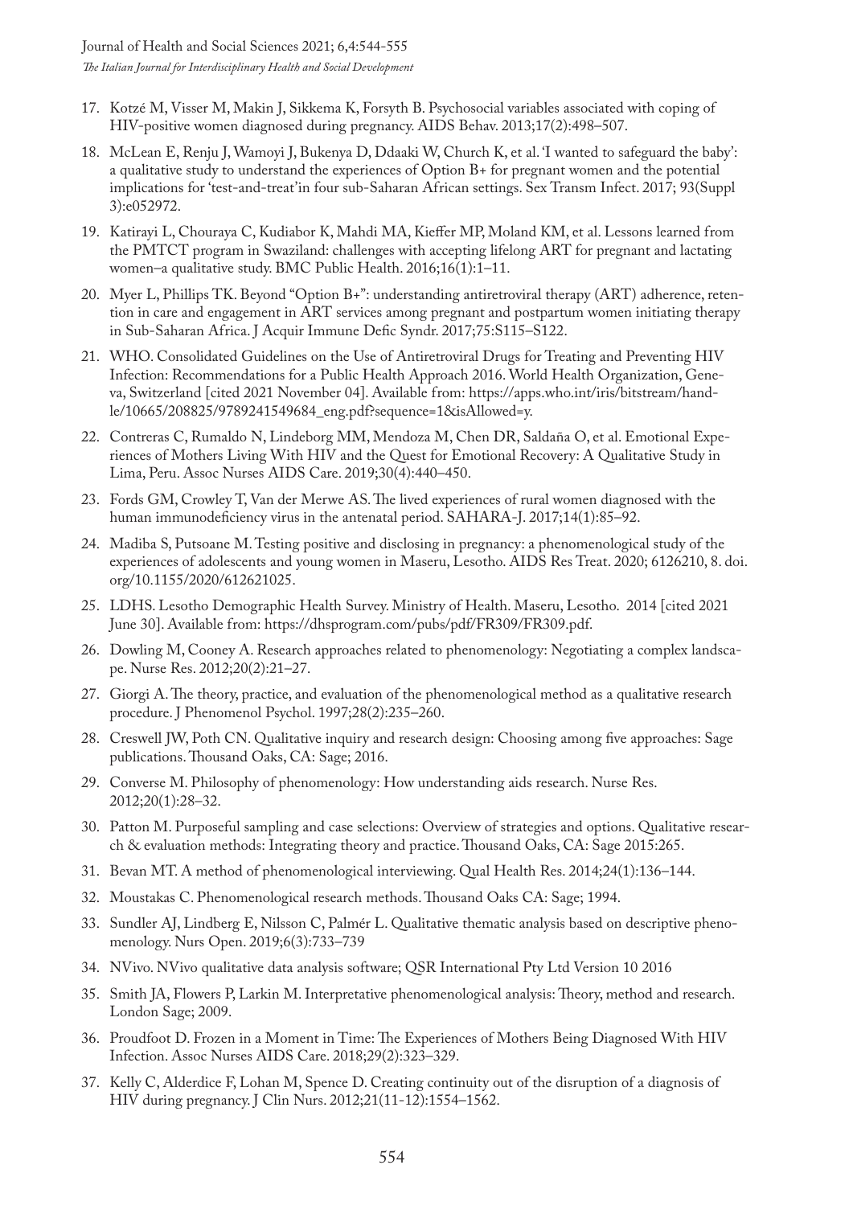17. Kotzé M, Visser M, Makin J, Sikkema K, Forsyth B. Psychosocial variables associated with coping of HIV-positive women diagnosed during pregnancy. AIDS Behav. 2013;17(2):498–507.
18. McLean E, Renju J, Wamoyi J, Bukenya D, Ddaaki W, Church K, et al. 'I wanted to safeguard the baby': a qualitative study to understand the experiences of Option B+ for pregnant women and the potential implications for 'test-and-treat'in four sub-Saharan African settings. Sex Transm Infect. 2017; 93(Suppl 3):e052972.
19. Katirayi L, Chouraya C, Kudiabor K, Mahdi MA, Kieffer MP, Moland KM, et al. Lessons learned from the PMTCT program in Swaziland: challenges with accepting lifelong ART for pregnant and lactating women–a qualitative study. BMC Public Health. 2016;16(1):1–11.
20. Myer L, Phillips TK. Beyond "Option B+": understanding antiretroviral therapy (ART) adherence, retention in care and engagement in ART services among pregnant and postpartum women initiating therapy in Sub-Saharan Africa. J Acquir Immune Defic Syndr. 2017;75:S115–S122.
21. WHO. Consolidated Guidelines on the Use of Antiretroviral Drugs for Treating and Preventing HIV Infection: Recommendations for a Public Health Approach 2016. World Health Organization, Geneva, Switzerland [cited 2021 November 04]. Available from: https://apps.who.int/iris/bitstream/handle/10665/208825/9789241549684_eng.pdf?sequence=1&isAllowed=y.
22. Contreras C, Rumaldo N, Lindeborg MM, Mendoza M, Chen DR, Saldaña O, et al. Emotional Experiences of Mothers Living With HIV and the Quest for Emotional Recovery: A Qualitative Study in Lima, Peru. Assoc Nurses AIDS Care. 2019;30(4):440–450.
23. Fords GM, Crowley T, Van der Merwe AS. The lived experiences of rural women diagnosed with the human immunodeficiency virus in the antenatal period. SAHARA-J. 2017;14(1):85–92.
24. Madiba S, Putsoane M. Testing positive and disclosing in pregnancy: a phenomenological study of the experiences of adolescents and young women in Maseru, Lesotho. AIDS Res Treat. 2020; 6126210, 8. doi.org/10.1155/2020/612621025.
25. LDHS. Lesotho Demographic Health Survey. Ministry of Health. Maseru, Lesotho. 2014 [cited 2021 June 30]. Available from: https://dhsprogram.com/pubs/pdf/FR309/FR309.pdf.
26. Dowling M, Cooney A. Research approaches related to phenomenology: Negotiating a complex landscape. Nurse Res. 2012;20(2):21–27.
27. Giorgi A. The theory, practice, and evaluation of the phenomenological method as a qualitative research procedure. J Phenomenol Psychol. 1997;28(2):235–260.
28. Creswell JW, Poth CN. Qualitative inquiry and research design: Choosing among five approaches: Sage publications. Thousand Oaks, CA: Sage; 2016.
29. Converse M. Philosophy of phenomenology: How understanding aids research. Nurse Res. 2012;20(1):28–32.
30. Patton M. Purposeful sampling and case selections: Overview of strategies and options. Qualitative research & evaluation methods: Integrating theory and practice. Thousand Oaks, CA: Sage 2015:265.
31. Bevan MT. A method of phenomenological interviewing. Qual Health Res. 2014;24(1):136–144.
32. Moustakas C. Phenomenological research methods. Thousand Oaks CA: Sage; 1994.
33. Sundler AJ, Lindberg E, Nilsson C, Palmér L. Qualitative thematic analysis based on descriptive phenomenology. Nurs Open. 2019;6(3):733–739
34. NVivo. NVivo qualitative data analysis software; QSR International Pty Ltd Version 10 2016
35. Smith JA, Flowers P, Larkin M. Interpretative phenomenological analysis: Theory, method and research. London Sage; 2009.
36. Proudfoot D. Frozen in a Moment in Time: The Experiences of Mothers Being Diagnosed With HIV Infection. Assoc Nurses AIDS Care. 2018;29(2):323–329.
37. Kelly C, Alderdice F, Lohan M, Spence D. Creating continuity out of the disruption of a diagnosis of HIV during pregnancy. J Clin Nurs. 2012;21(11-12):1554–1562.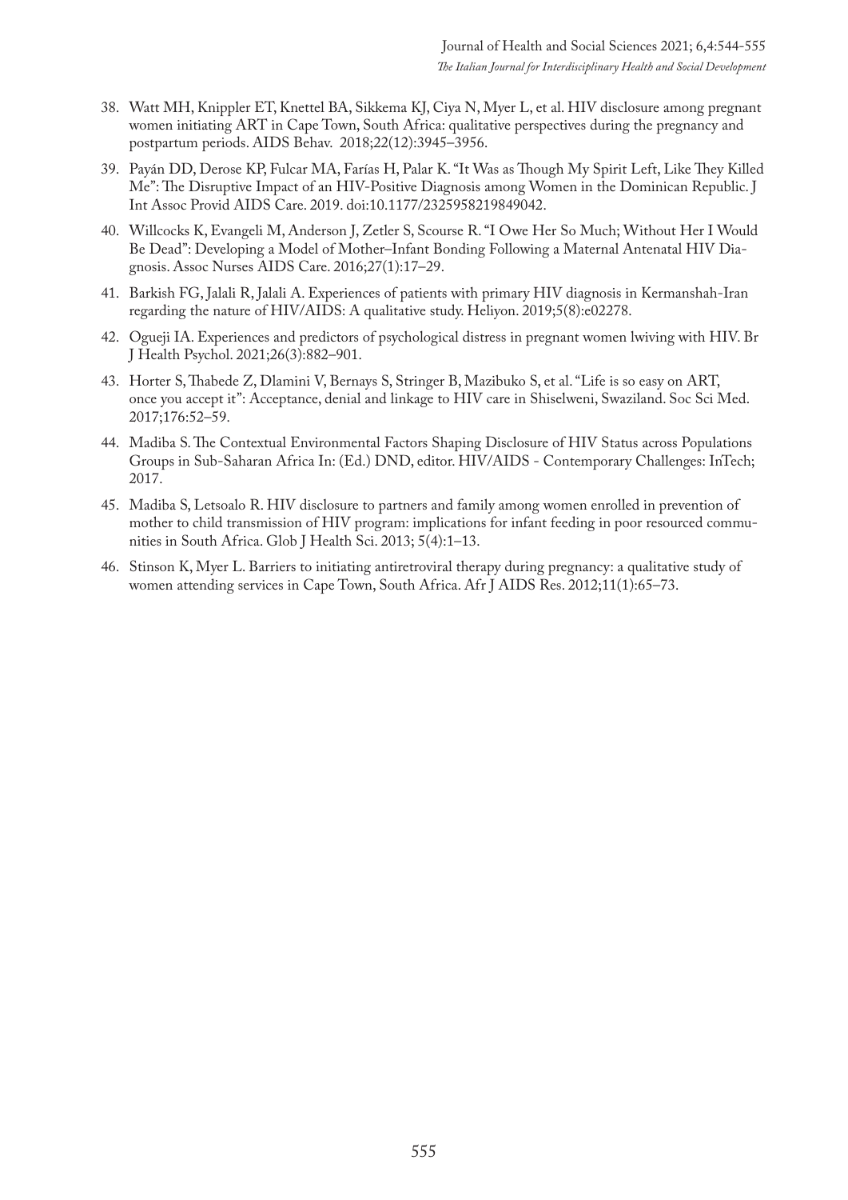38. Watt MH, Knippler ET, Knettel BA, Sikkema KJ, Ciya N, Myer L, et al. HIV disclosure among pregnant women initiating ART in Cape Town, South Africa: qualitative perspectives during the pregnancy and postpartum periods. AIDS Behav. 2018;22(12):3945–3956.
39. Payán DD, Derose KP, Fulcar MA, Farías H, Palar K. "It Was as Though My Spirit Left, Like They Killed Me": The Disruptive Impact of an HIV-Positive Diagnosis among Women in the Dominican Republic. J Int Assoc Provid AIDS Care. 2019. doi:10.1177/2325958219849042.
40. Willcocks K, Evangeli M, Anderson J, Zetler S, Scourse R. "I Owe Her So Much; Without Her I Would Be Dead": Developing a Model of Mother–Infant Bonding Following a Maternal Antenatal HIV Diagnosis. Assoc Nurses AIDS Care. 2016;27(1):17–29.
41. Barkish FG, Jalali R, Jalali A. Experiences of patients with primary HIV diagnosis in Kermanshah-Iran regarding the nature of HIV/AIDS: A qualitative study. Heliyon. 2019;5(8):e02278.
42. Ogueji IA. Experiences and predictors of psychological distress in pregnant women lwiving with HIV. Br J Health Psychol. 2021;26(3):882–901.
43. Horter S, Thabede Z, Dlamini V, Bernays S, Stringer B, Mazibuko S, et al. "Life is so easy on ART, once you accept it": Acceptance, denial and linkage to HIV care in Shiselweni, Swaziland. Soc Sci Med. 2017;176:52–59.
44. Madiba S. The Contextual Environmental Factors Shaping Disclosure of HIV Status across Populations Groups in Sub-Saharan Africa In: (Ed.) DND, editor. HIV/AIDS - Contemporary Challenges: InTech; 2017.
45. Madiba S, Letsoalo R. HIV disclosure to partners and family among women enrolled in prevention of mother to child transmission of HIV program: implications for infant feeding in poor resourced communities in South Africa. Glob J Health Sci. 2013; 5(4):1–13.
46. Stinson K, Myer L. Barriers to initiating antiretroviral therapy during pregnancy: a qualitative study of women attending services in Cape Town, South Africa. Afr J AIDS Res. 2012;11(1):65–73.